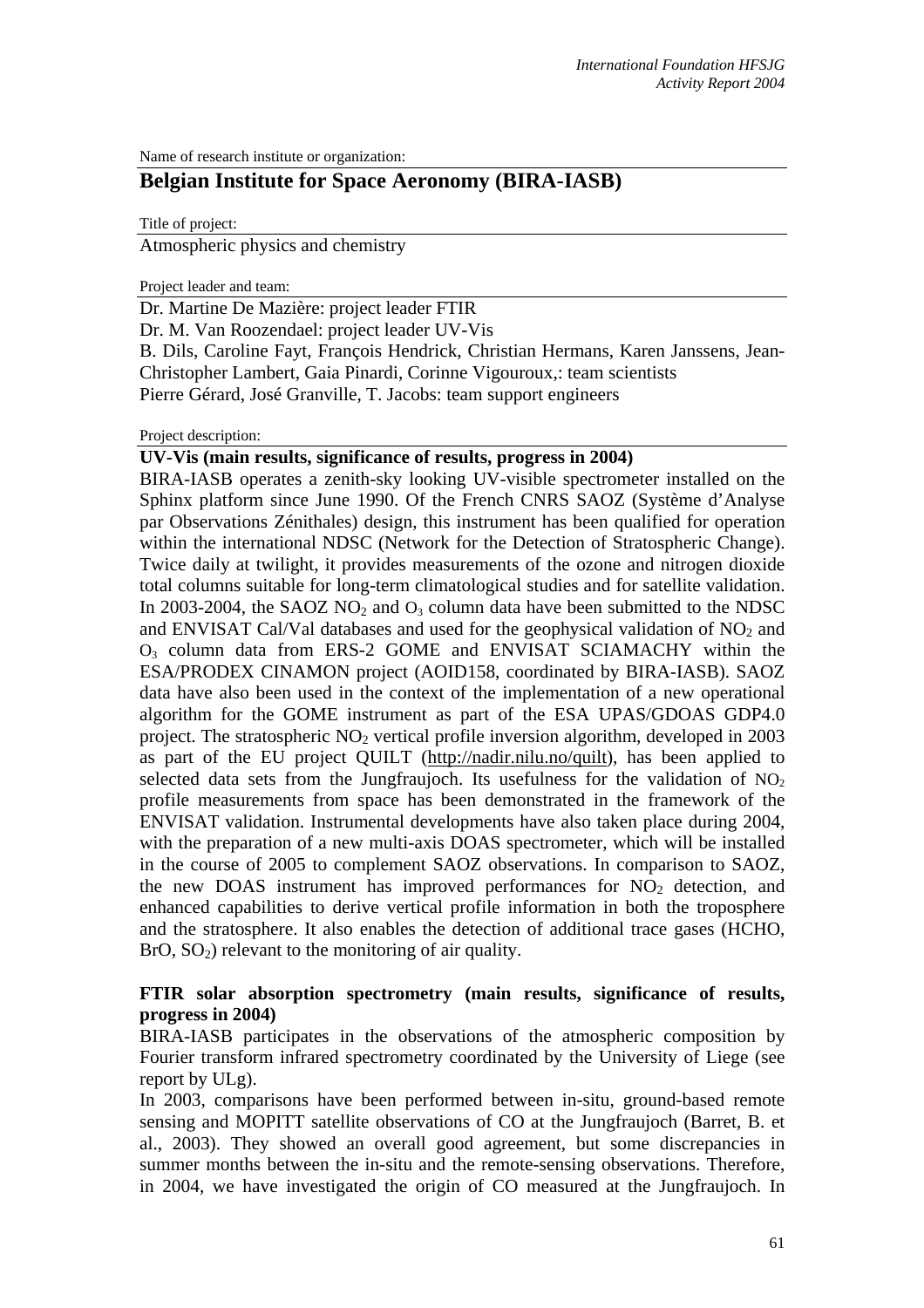Name of research institute or organization:

## Belgian Institute for Space Aeronomy (BIRA-IASB)

Title of project:

Atmospheric physics and chemistry

Project leader and team:

Dr. Martine De Mazière: project leader FTIR
Dr. M. Van Roozendael: project leader UV-Vis
B. Dils, Caroline Fayt, François Hendrick, Christian Hermans, Karen Janssens, Jean-Christopher Lambert, Gaia Pinardi, Corinne Vigouroux,: team scientists
Pierre Gérard, José Granville, T. Jacobs: team support engineers

Project description:

**UV-Vis (main results, significance of results, progress in 2004)**

BIRA-IASB operates a zenith-sky looking UV-visible spectrometer installed on the Sphinx platform since June 1990. Of the French CNRS SAOZ (Système d'Analyse par Observations Zénithales) design, this instrument has been qualified for operation within the international NDSC (Network for the Detection of Stratospheric Change). Twice daily at twilight, it provides measurements of the ozone and nitrogen dioxide total columns suitable for long-term climatological studies and for satellite validation. In 2003-2004, the SAOZ $NO_2$ and $O_3$ column data have been submitted to the NDSC and ENVISAT Cal/Val databases and used for the geophysical validation of $NO_2$ and $O_3$ column data from ERS-2 GOME and ENVISAT SCIAMACHY within the ESA/PRODEX CINAMON project (AOID158, coordinated by BIRA-IASB). SAOZ data have also been used in the context of the implementation of a new operational algorithm for the GOME instrument as part of the ESA UPAS/GDOAS GDP4.0 project. The stratospheric $NO_2$ vertical profile inversion algorithm, developed in 2003 as part of the EU project QUILT (http://nadir.nilu.no/quilt), has been applied to selected data sets from the Jungfraujoch. Its usefulness for the validation of $NO_2$ profile measurements from space has been demonstrated in the framework of the ENVISAT validation. Instrumental developments have also taken place during 2004, with the preparation of a new multi-axis DOAS spectrometer, which will be installed in the course of 2005 to complement SAOZ observations. In comparison to SAOZ, the new DOAS instrument has improved performances for $NO_2$ detection, and enhanced capabilities to derive vertical profile information in both the troposphere and the stratosphere. It also enables the detection of additional trace gases (HCHO, BrO, $SO_2$) relevant to the monitoring of air quality.

**FTIR solar absorption spectrometry (main results, significance of results, progress in 2004)**

BIRA-IASB participates in the observations of the atmospheric composition by Fourier transform infrared spectrometry coordinated by the University of Liege (see report by ULg).

In 2003, comparisons have been performed between in-situ, ground-based remote sensing and MOPITT satellite observations of CO at the Jungfraujoch (Barret, B. et al., 2003). They showed an overall good agreement, but some discrepancies in summer months between the in-situ and the remote-sensing observations. Therefore, in 2004, we have investigated the origin of CO measured at the Jungfraujoch. In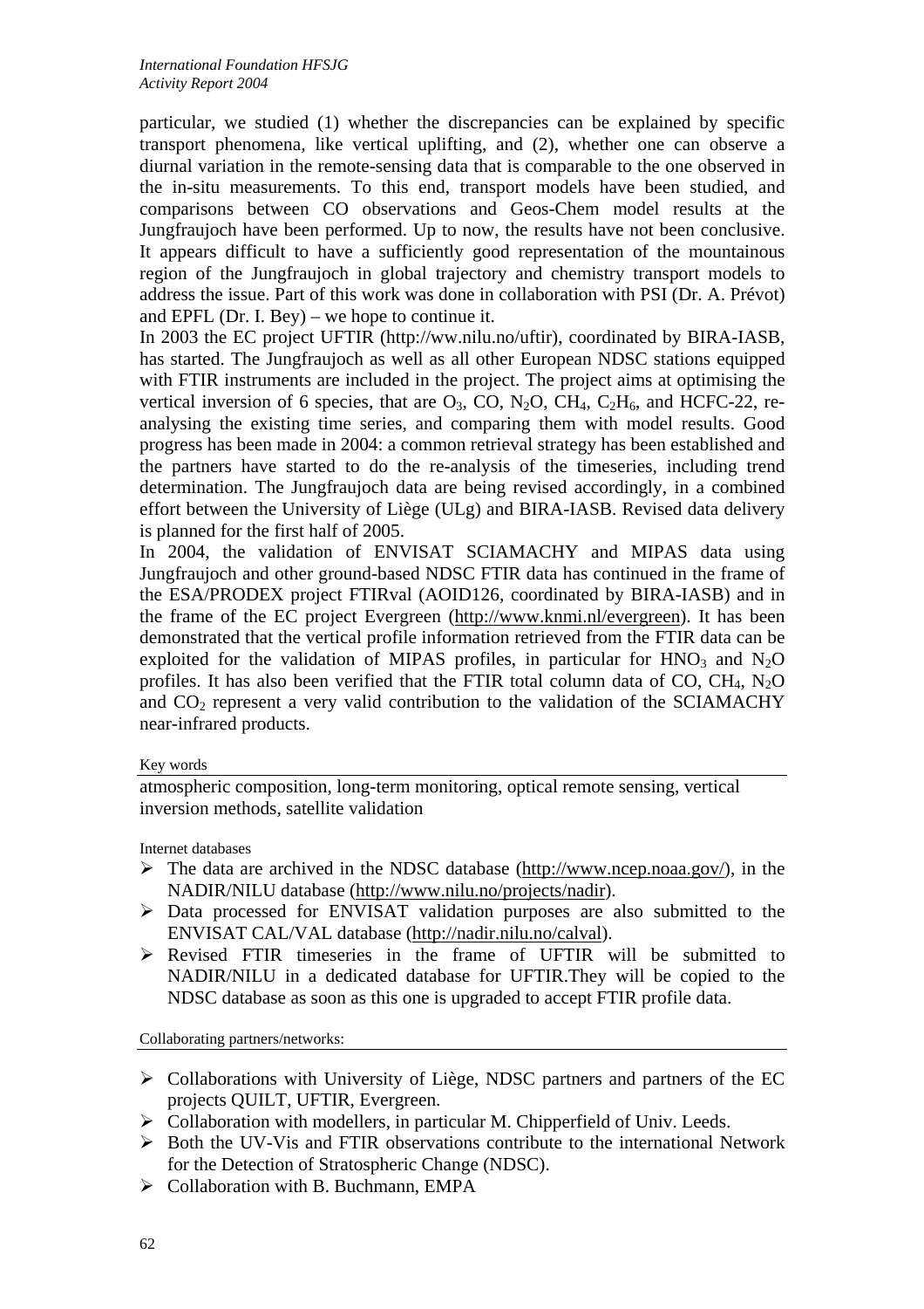particular, we studied (1) whether the discrepancies can be explained by specific transport phenomena, like vertical uplifting, and (2), whether one can observe a diurnal variation in the remote-sensing data that is comparable to the one observed in the in-situ measurements. To this end, transport models have been studied, and comparisons between CO observations and Geos-Chem model results at the Jungfraujoch have been performed. Up to now, the results have not been conclusive. It appears difficult to have a sufficiently good representation of the mountainous region of the Jungfraujoch in global trajectory and chemistry transport models to address the issue. Part of this work was done in collaboration with PSI (Dr. A. Prévot) and EPFL (Dr. I. Bey) – we hope to continue it.

In 2003 the EC project UFTIR (http://ww.nilu.no/uftir), coordinated by BIRA-IASB, has started. The Jungfraujoch as well as all other European NDSC stations equipped with FTIR instruments are included in the project. The project aims at optimising the vertical inversion of 6 species, that are $O_3$, CO, $N_2O$, $CH_4$, $C_2H_6$, and HCFC-22, re-analysing the existing time series, and comparing them with model results. Good progress has been made in 2004: a common retrieval strategy has been established and the partners have started to do the re-analysis of the timeseries, including trend determination. The Jungfraujoch data are being revised accordingly, in a combined effort between the University of Liège (ULg) and BIRA-IASB. Revised data delivery is planned for the first half of 2005.

In 2004, the validation of ENVISAT SCIAMACHY and MIPAS data using Jungfraujoch and other ground-based NDSC FTIR data has continued in the frame of the ESA/PRODEX project FTIRval (AOID126, coordinated by BIRA-IASB) and in the frame of the EC project Evergreen (http://www.knmi.nl/evergreen). It has been demonstrated that the vertical profile information retrieved from the FTIR data can be exploited for the validation of MIPAS profiles, in particular for $HNO_3$ and $N_2O$ profiles. It has also been verified that the FTIR total column data of CO, $CH_4$, $N_2O$ and $CO_2$ represent a very valid contribution to the validation of the SCIAMACHY near-infrared products.

Key words

atmospheric composition, long-term monitoring, optical remote sensing, vertical inversion methods, satellite validation

Internet databases

- The data are archived in the NDSC database (http://www.ncep.noaa.gov/), in the NADIR/NILU database (http://www.nilu.no/projects/nadir).
- Data processed for ENVISAT validation purposes are also submitted to the ENVISAT CAL/VAL database (http://nadir.nilu.no/calval).
- Revised FTIR timeseries in the frame of UFTIR will be submitted to NADIR/NILU in a dedicated database for UFTIR.They will be copied to the NDSC database as soon as this one is upgraded to accept FTIR profile data.

Collaborating partners/networks:

- Collaborations with University of Liège, NDSC partners and partners of the EC projects QUILT, UFTIR, Evergreen.
- Collaboration with modellers, in particular M. Chipperfield of Univ. Leeds.
- Both the UV-Vis and FTIR observations contribute to the international Network for the Detection of Stratospheric Change (NDSC).
- Collaboration with B. Buchmann, EMPA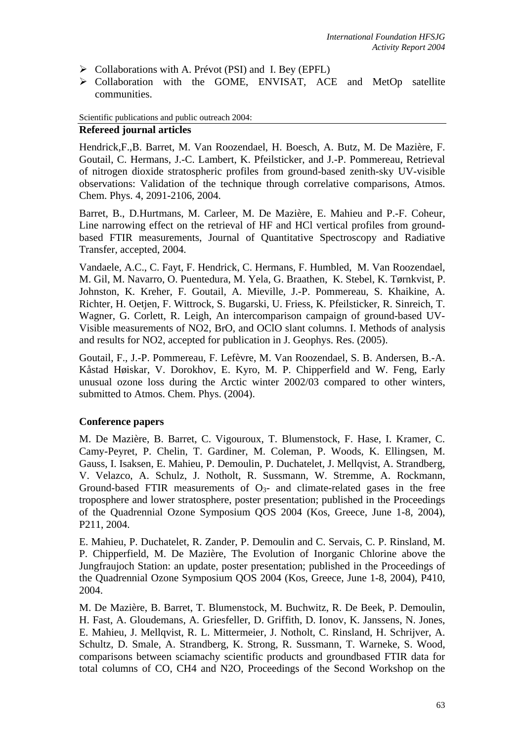- ➢ Collaborations with A. Prévot (PSI) and I. Bey (EPFL)
- ➢ Collaboration with the GOME, ENVISAT, ACE and MetOp satellite communities.

Scientific publications and public outreach 2004:

**Refereed journal articles**

Hendrick,F.,B. Barret, M. Van Roozendael, H. Boesch, A. Butz, M. De Mazière, F. Goutail, C. Hermans, J.-C. Lambert, K. Pfeilsticker, and J.-P. Pommereau, Retrieval of nitrogen dioxide stratospheric profiles from ground-based zenith-sky UV-visible observations: Validation of the technique through correlative comparisons, Atmos. Chem. Phys. 4, 2091-2106, 2004.

Barret, B., D.Hurtmans, M. Carleer, M. De Mazière, E. Mahieu and P.-F. Coheur, Line narrowing effect on the retrieval of HF and HCl vertical profiles from ground-based FTIR measurements, Journal of Quantitative Spectroscopy and Radiative Transfer, accepted, 2004.

Vandaele, A.C., C. Fayt, F. Hendrick, C. Hermans, F. Humbled, M. Van Roozendael, M. Gil, M. Navarro, O. Puentedura, M. Yela, G. Braathen, K. Stebel, K. Tørnkvist, P. Johnston, K. Kreher, F. Goutail, A. Mieville, J.-P. Pommereau, S. Khaikine, A. Richter, H. Oetjen, F. Wittrock, S. Bugarski, U. Friess, K. Pfeilsticker, R. Sinreich, T. Wagner, G. Corlett, R. Leigh, An intercomparison campaign of ground-based UV-Visible measurements of NO2, BrO, and OClO slant columns. I. Methods of analysis and results for NO2, accepted for publication in J. Geophys. Res. (2005).

Goutail, F., J.-P. Pommereau, F. Lefèvre, M. Van Roozendael, S. B. Andersen, B.-A. Kåstad Høiskar, V. Dorokhov, E. Kyro, M. P. Chipperfield and W. Feng, Early unusual ozone loss during the Arctic winter 2002/03 compared to other winters, submitted to Atmos. Chem. Phys. (2004).

**Conference papers**

M. De Mazière, B. Barret, C. Vigouroux, T. Blumenstock, F. Hase, I. Kramer, C. Camy-Peyret, P. Chelin, T. Gardiner, M. Coleman, P. Woods, K. Ellingsen, M. Gauss, I. Isaksen, E. Mahieu, P. Demoulin, P. Duchatelet, J. Mellqvist, A. Strandberg, V. Velazco, A. Schulz, J. Notholt, R. Sussmann, W. Stremme, A. Rockmann, Ground-based FTIR measurements of $O_3$- and climate-related gases in the free troposphere and lower stratosphere, poster presentation; published in the Proceedings of the Quadrennial Ozone Symposium QOS 2004 (Kos, Greece, June 1-8, 2004), P211, 2004.

E. Mahieu, P. Duchatelet, R. Zander, P. Demoulin and C. Servais, C. P. Rinsland, M. P. Chipperfield, M. De Mazière, The Evolution of Inorganic Chlorine above the Jungfraujoch Station: an update, poster presentation; published in the Proceedings of the Quadrennial Ozone Symposium QOS 2004 (Kos, Greece, June 1-8, 2004), P410, 2004.

M. De Mazière, B. Barret, T. Blumenstock, M. Buchwitz, R. De Beek, P. Demoulin, H. Fast, A. Gloudemans, A. Griesfeller, D. Griffith, D. Ionov, K. Janssens, N. Jones, E. Mahieu, J. Mellqvist, R. L. Mittermeier, J. Notholt, C. Rinsland, H. Schrijver, A. Schultz, D. Smale, A. Strandberg, K. Strong, R. Sussmann, T. Warneke, S. Wood, comparisons between sciamachy scientific products and groundbased FTIR data for total columns of CO, CH4 and N2O, Proceedings of the Second Workshop on the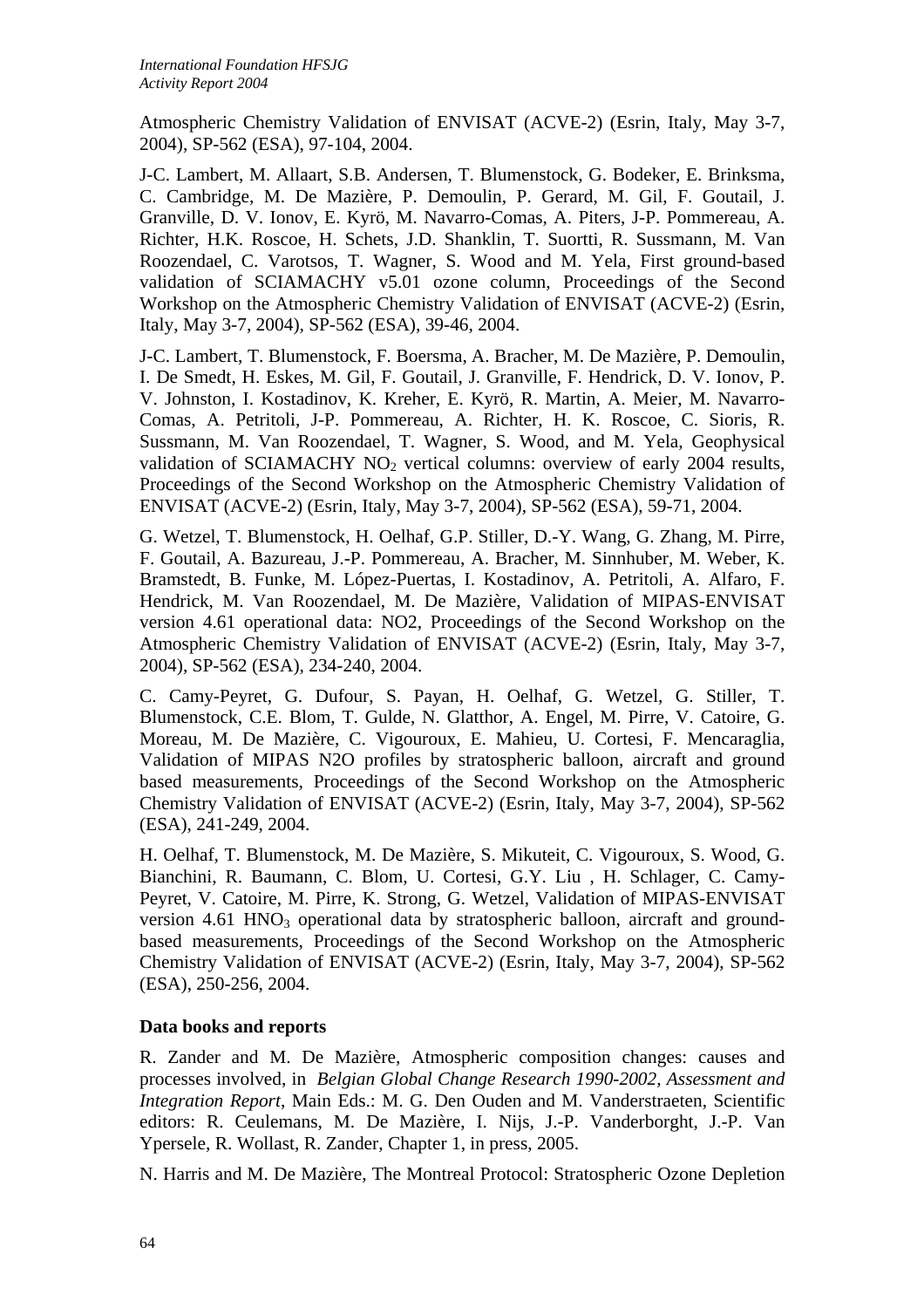Atmospheric Chemistry Validation of ENVISAT (ACVE-2) (Esrin, Italy, May 3-7, 2004), SP-562 (ESA), 97-104, 2004.

J-C. Lambert, M. Allaart, S.B. Andersen, T. Blumenstock, G. Bodeker, E. Brinksma, C. Cambridge, M. De Mazière, P. Demoulin, P. Gerard, M. Gil, F. Goutail, J. Granville, D. V. Ionov, E. Kyrö, M. Navarro-Comas, A. Piters, J-P. Pommereau, A. Richter, H.K. Roscoe, H. Schets, J.D. Shanklin, T. Suortti, R. Sussmann, M. Van Roozendael, C. Varotsos, T. Wagner, S. Wood and M. Yela, First ground-based validation of SCIAMACHY v5.01 ozone column, Proceedings of the Second Workshop on the Atmospheric Chemistry Validation of ENVISAT (ACVE-2) (Esrin, Italy, May 3-7, 2004), SP-562 (ESA), 39-46, 2004.

J-C. Lambert, T. Blumenstock, F. Boersma, A. Bracher, M. De Mazière, P. Demoulin, I. De Smedt, H. Eskes, M. Gil, F. Goutail, J. Granville, F. Hendrick, D. V. Ionov, P. V. Johnston, I. Kostadinov, K. Kreher, E. Kyrö, R. Martin, A. Meier, M. Navarro-Comas, A. Petritoli, J-P. Pommereau, A. Richter, H. K. Roscoe, C. Sioris, R. Sussmann, M. Van Roozendael, T. Wagner, S. Wood, and M. Yela, Geophysical validation of SCIAMACHY $NO_2$ vertical columns: overview of early 2004 results, Proceedings of the Second Workshop on the Atmospheric Chemistry Validation of ENVISAT (ACVE-2) (Esrin, Italy, May 3-7, 2004), SP-562 (ESA), 59-71, 2004.

G. Wetzel, T. Blumenstock, H. Oelhaf, G.P. Stiller, D.-Y. Wang, G. Zhang, M. Pirre, F. Goutail, A. Bazureau, J.-P. Pommereau, A. Bracher, M. Sinnhuber, M. Weber, K. Bramstedt, B. Funke, M. López-Puertas, I. Kostadinov, A. Petritoli, A. Alfaro, F. Hendrick, M. Van Roozendael, M. De Mazière, Validation of MIPAS-ENVISAT version 4.61 operational data: NO2, Proceedings of the Second Workshop on the Atmospheric Chemistry Validation of ENVISAT (ACVE-2) (Esrin, Italy, May 3-7, 2004), SP-562 (ESA), 234-240, 2004.

C. Camy-Peyret, G. Dufour, S. Payan, H. Oelhaf, G. Wetzel, G. Stiller, T. Blumenstock, C.E. Blom, T. Gulde, N. Glatthor, A. Engel, M. Pirre, V. Catoire, G. Moreau, M. De Mazière, C. Vigouroux, E. Mahieu, U. Cortesi, F. Mencaraglia, Validation of MIPAS N2O profiles by stratospheric balloon, aircraft and ground based measurements, Proceedings of the Second Workshop on the Atmospheric Chemistry Validation of ENVISAT (ACVE-2) (Esrin, Italy, May 3-7, 2004), SP-562 (ESA), 241-249, 2004.

H. Oelhaf, T. Blumenstock, M. De Mazière, S. Mikuteit, C. Vigouroux, S. Wood, G. Bianchini, R. Baumann, C. Blom, U. Cortesi, G.Y. Liu , H. Schlager, C. Camy-Peyret, V. Catoire, M. Pirre, K. Strong, G. Wetzel, Validation of MIPAS-ENVISAT version 4.61 $HNO_3$ operational data by stratospheric balloon, aircraft and ground-based measurements, Proceedings of the Second Workshop on the Atmospheric Chemistry Validation of ENVISAT (ACVE-2) (Esrin, Italy, May 3-7, 2004), SP-562 (ESA), 250-256, 2004.

**Data books and reports**

R. Zander and M. De Mazière, Atmospheric composition changes: causes and processes involved, in *Belgian Global Change Research 1990-2002, Assessment and Integration Report*, Main Eds.: M. G. Den Ouden and M. Vanderstraeten, Scientific editors: R. Ceulemans, M. De Mazière, I. Nijs, J.-P. Vanderborght, J.-P. Van Ypersele, R. Wollast, R. Zander, Chapter 1, in press, 2005.

N. Harris and M. De Mazière, The Montreal Protocol: Stratospheric Ozone Depletion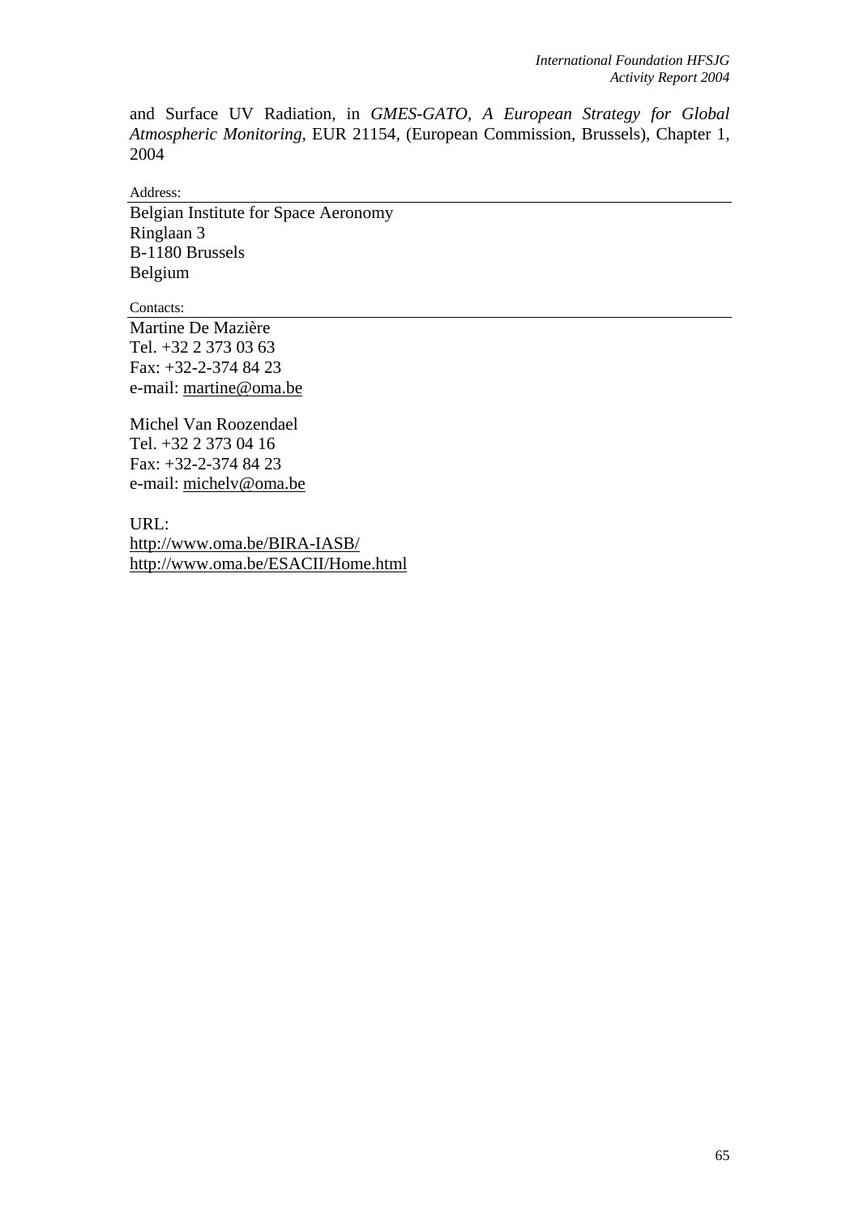and Surface UV Radiation, in *GMES-GATO, A European Strategy for Global Atmospheric Monitoring*, EUR 21154, (European Commission, Brussels), Chapter 1, 2004

Address:

Belgian Institute for Space Aeronomy
Ringlaan 3
B-1180 Brussels
Belgium

Contacts:

Martine De Mazière
Tel. +32 2 373 03 63
Fax: +32-2-374 84 23
e-mail: martine@oma.be

Michel Van Roozendael
Tel. +32 2 373 04 16
Fax: +32-2-374 84 23
e-mail: michelv@oma.be

URL:
http://www.oma.be/BIRA-IASB/
http://www.oma.be/ESACII/Home.html